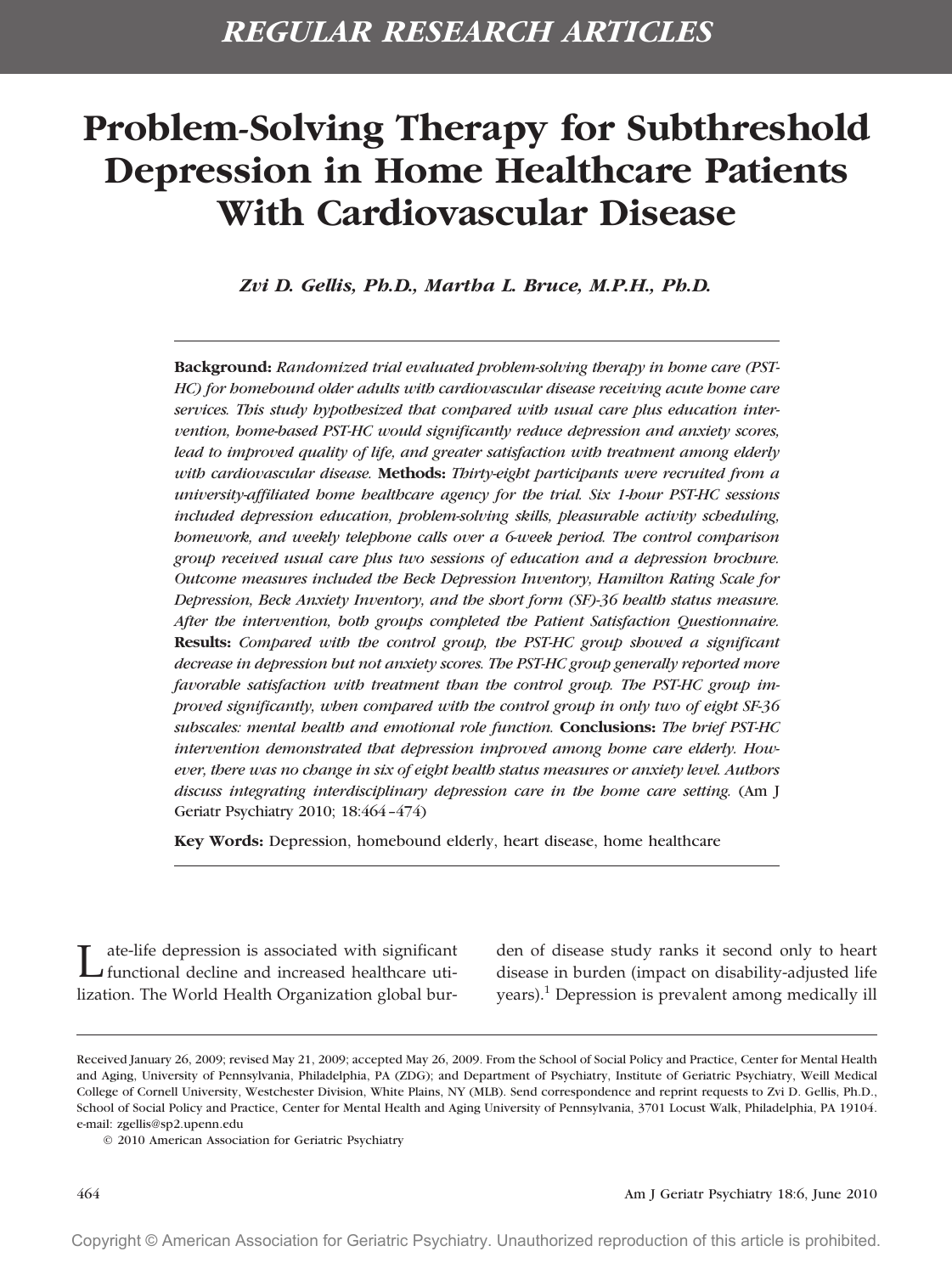REGULAR RESEARCH ARTICLES

# Problem-Solving Therapy for Subthreshold Depression in Home Healthcare Patients With Cardiovascular Disease

***Zvi D. Gellis, Ph.D., Martha L. Bruce, M.P.H., Ph.D.***

**Background:** *Randomized trial evaluated problem-solving therapy in home care (PST-HC) for homebound older adults with cardiovascular disease receiving acute home care services. This study hypothesized that compared with usual care plus education intervention, home-based PST-HC would significantly reduce depression and anxiety scores, lead to improved quality of life, and greater satisfaction with treatment among elderly with cardiovascular disease.* **Methods:** *Thirty-eight participants were recruited from a university-affiliated home healthcare agency for the trial. Six 1-hour PST-HC sessions included depression education, problem-solving skills, pleasurable activity scheduling, homework, and weekly telephone calls over a 6-week period. The control comparison group received usual care plus two sessions of education and a depression brochure. Outcome measures included the Beck Depression Inventory, Hamilton Rating Scale for Depression, Beck Anxiety Inventory, and the short form (SF)-36 health status measure. After the intervention, both groups completed the Patient Satisfaction Questionnaire.* **Results:** *Compared with the control group, the PST-HC group showed a significant decrease in depression but not anxiety scores. The PST-HC group generally reported more favorable satisfaction with treatment than the control group. The PST-HC group improved significantly, when compared with the control group in only two of eight SF-36 subscales: mental health and emotional role function.* **Conclusions:** *The brief PST-HC intervention demonstrated that depression improved among home care elderly. However, there was no change in six of eight health status measures or anxiety level. Authors discuss integrating interdisciplinary depression care in the home care setting.* (Am J Geriatr Psychiatry 2010; 18:464–474)

**Key Words:** Depression, homebound elderly, heart disease, home healthcare

Late-life depression is associated with significant functional decline and increased healthcare utilization. The World Health Organization global burden of disease study ranks it second only to heart disease in burden (impact on disability-adjusted life years).[1] Depression is prevalent among medically ill

Received January 26, 2009; revised May 21, 2009; accepted May 26, 2009. From the School of Social Policy and Practice, Center for Mental Health and Aging, University of Pennsylvania, Philadelphia, PA (ZDG); and Department of Psychiatry, Institute of Geriatric Psychiatry, Weill Medical College of Cornell University, Westchester Division, White Plains, NY (MLB). Send correspondence and reprint requests to Zvi D. Gellis, Ph.D., School of Social Policy and Practice, Center for Mental Health and Aging University of Pennsylvania, 3701 Locust Walk, Philadelphia, PA 19104. e-mail: zgellis@sp2.upenn.edu

© 2010 American Association for Geriatric Psychiatry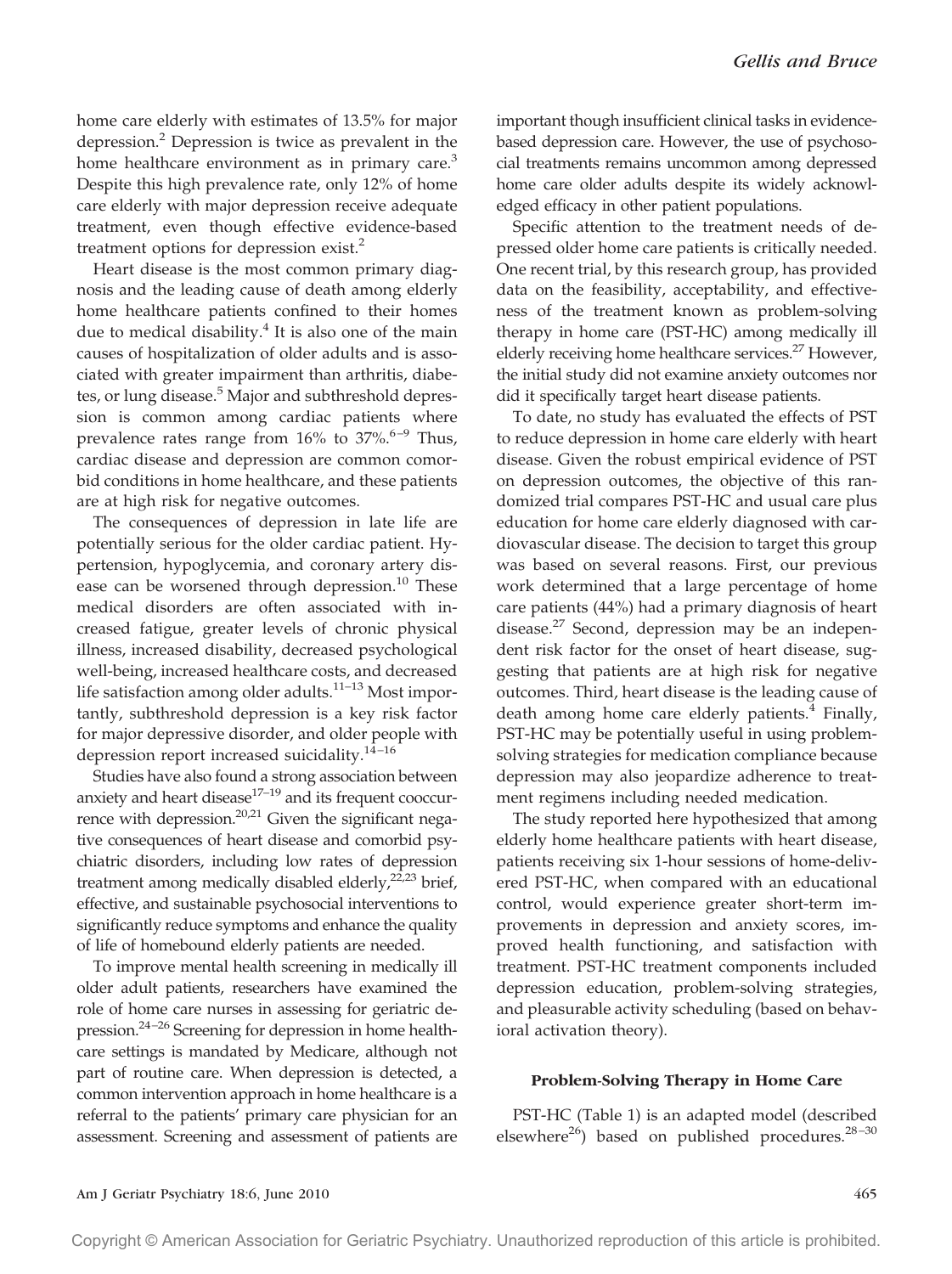home care elderly with estimates of 13.5% for major depression.[2] Depression is twice as prevalent in the home healthcare environment as in primary care.[3] Despite this high prevalence rate, only 12% of home care elderly with major depression receive adequate treatment, even though effective evidence-based treatment options for depression exist.[2]

Heart disease is the most common primary diagnosis and the leading cause of death among elderly home healthcare patients confined to their homes due to medical disability.[4] It is also one of the main causes of hospitalization of older adults and is associated with greater impairment than arthritis, diabetes, or lung disease.[5] Major and subthreshold depression is common among cardiac patients where prevalence rates range from 16% to 37%.[6–9] Thus, cardiac disease and depression are common comorbid conditions in home healthcare, and these patients are at high risk for negative outcomes.

The consequences of depression in late life are potentially serious for the older cardiac patient. Hypertension, hypoglycemia, and coronary artery disease can be worsened through depression.[10] These medical disorders are often associated with increased fatigue, greater levels of chronic physical illness, increased disability, decreased psychological well-being, increased healthcare costs, and decreased life satisfaction among older adults.[11–13] Most importantly, subthreshold depression is a key risk factor for major depressive disorder, and older people with depression report increased suicidality.[14–16]

Studies have also found a strong association between anxiety and heart disease[17–19] and its frequent cooccurrence with depression.[20,21] Given the significant negative consequences of heart disease and comorbid psychiatric disorders, including low rates of depression treatment among medically disabled elderly,[22,23] brief, effective, and sustainable psychosocial interventions to significantly reduce symptoms and enhance the quality of life of homebound elderly patients are needed.

To improve mental health screening in medically ill older adult patients, researchers have examined the role of home care nurses in assessing for geriatric depression.[24–26] Screening for depression in home healthcare settings is mandated by Medicare, although not part of routine care. When depression is detected, a common intervention approach in home healthcare is a referral to the patients' primary care physician for an assessment. Screening and assessment of patients are important though insufficient clinical tasks in evidence-based depression care. However, the use of psychosocial treatments remains uncommon among depressed home care older adults despite its widely acknowledged efficacy in other patient populations.

Specific attention to the treatment needs of depressed older home care patients is critically needed. One recent trial, by this research group, has provided data on the feasibility, acceptability, and effectiveness of the treatment known as problem-solving therapy in home care (PST-HC) among medically ill elderly receiving home healthcare services.[27] However, the initial study did not examine anxiety outcomes nor did it specifically target heart disease patients.

To date, no study has evaluated the effects of PST to reduce depression in home care elderly with heart disease. Given the robust empirical evidence of PST on depression outcomes, the objective of this randomized trial compares PST-HC and usual care plus education for home care elderly diagnosed with cardiovascular disease. The decision to target this group was based on several reasons. First, our previous work determined that a large percentage of home care patients (44%) had a primary diagnosis of heart disease.[27] Second, depression may be an independent risk factor for the onset of heart disease, suggesting that patients are at high risk for negative outcomes. Third, heart disease is the leading cause of death among home care elderly patients.[4] Finally, PST-HC may be potentially useful in using problem-solving strategies for medication compliance because depression may also jeopardize adherence to treatment regimens including needed medication.

The study reported here hypothesized that among elderly home healthcare patients with heart disease, patients receiving six 1-hour sessions of home-delivered PST-HC, when compared with an educational control, would experience greater short-term improvements in depression and anxiety scores, improved health functioning, and satisfaction with treatment. PST-HC treatment components included depression education, problem-solving strategies, and pleasurable activity scheduling (based on behavioral activation theory).

## Problem-Solving Therapy in Home Care

PST-HC (Table 1) is an adapted model (described elsewhere[26]) based on published procedures.[28–30]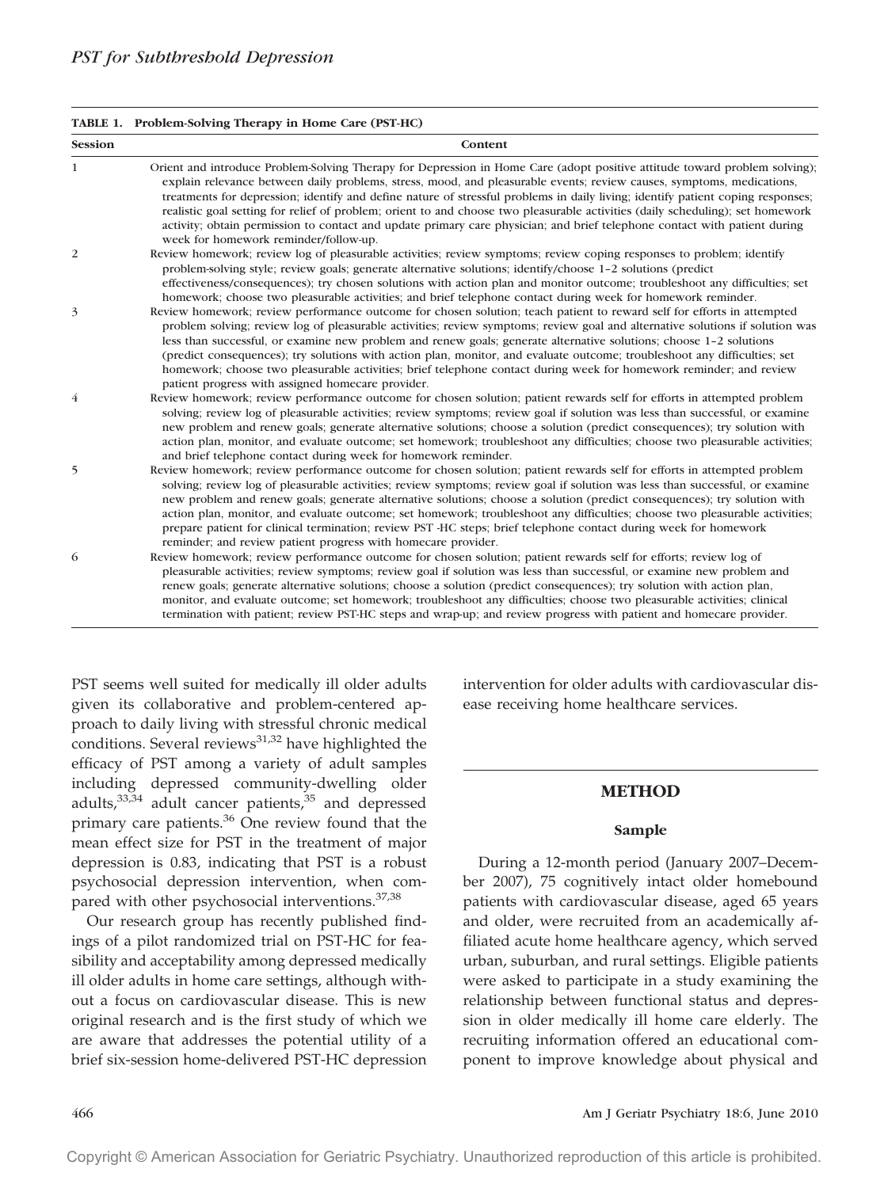**TABLE 1. Problem-Solving Therapy in Home Care (PST-HC)**

| Session | Content |
|---|---|
| 1 | Orient and introduce Problem-Solving Therapy for Depression in Home Care (adopt positive attitude toward problem solving); explain relevance between daily problems, stress, mood, and pleasurable events; review causes, symptoms, medications, treatments for depression; identify and define nature of stressful problems in daily living; identify patient coping responses; realistic goal setting for relief of problem; orient to and choose two pleasurable activities (daily scheduling); set homework activity; obtain permission to contact and update primary care physician; and brief telephone contact with patient during week for homework reminder/follow-up. |
| 2 | Review homework; review log of pleasurable activities; review symptoms; review coping responses to problem; identify problem-solving style; review goals; generate alternative solutions; identify/choose 1–2 solutions (predict effectiveness/consequences); try chosen solutions with action plan and monitor outcome; troubleshoot any difficulties; set homework; choose two pleasurable activities; and brief telephone contact during week for homework reminder. |
| 3 | Review homework; review performance outcome for chosen solution; teach patient to reward self for efforts in attempted problem solving; review log of pleasurable activities; review symptoms; review goal and alternative solutions if solution was less than successful, or examine new problem and renew goals; generate alternative solutions; choose 1–2 solutions (predict consequences); try solutions with action plan, monitor, and evaluate outcome; troubleshoot any difficulties; set homework; choose two pleasurable activities; brief telephone contact during week for homework reminder; and review patient progress with assigned homecare provider. |
| 4 | Review homework; review performance outcome for chosen solution; patient rewards self for efforts in attempted problem solving; review log of pleasurable activities; review symptoms; review goal if solution was less than successful, or examine new problem and renew goals; generate alternative solutions; choose a solution (predict consequences); try solution with action plan, monitor, and evaluate outcome; set homework; troubleshoot any difficulties; choose two pleasurable activities; and brief telephone contact during week for homework reminder. |
| 5 | Review homework; review performance outcome for chosen solution; patient rewards self for efforts in attempted problem solving; review log of pleasurable activities; review symptoms; review goal if solution was less than successful, or examine new problem and renew goals; generate alternative solutions; choose a solution (predict consequences); try solution with action plan, monitor, and evaluate outcome; set homework; troubleshoot any difficulties; choose two pleasurable activities; prepare patient for clinical termination; review PST -HC steps; brief telephone contact during week for homework reminder; and review patient progress with homecare provider. |
| 6 | Review homework; review performance outcome for chosen solution; patient rewards self for efforts; review log of pleasurable activities; review symptoms; review goal if solution was less than successful, or examine new problem and renew goals; generate alternative solutions; choose a solution (predict consequences); try solution with action plan, monitor, and evaluate outcome; set homework; troubleshoot any difficulties; choose two pleasurable activities; clinical termination with patient; review PST-HC steps and wrap-up; and review progress with patient and homecare provider. |

PST seems well suited for medically ill older adults given its collaborative and problem-centered approach to daily living with stressful chronic medical conditions. Several reviews[31,32] have highlighted the efficacy of PST among a variety of adult samples including depressed community-dwelling older adults,[33,34] adult cancer patients,[35] and depressed primary care patients.[36] One review found that the mean effect size for PST in the treatment of major depression is 0.83, indicating that PST is a robust psychosocial depression intervention, when compared with other psychosocial interventions.[37,38]

Our research group has recently published findings of a pilot randomized trial on PST-HC for feasibility and acceptability among depressed medically ill older adults in home care settings, although without a focus on cardiovascular disease. This is new original research and is the first study of which we are aware that addresses the potential utility of a brief six-session home-delivered PST-HC depression intervention for older adults with cardiovascular disease receiving home healthcare services.

## METHOD

### Sample

During a 12-month period (January 2007–December 2007), 75 cognitively intact older homebound patients with cardiovascular disease, aged 65 years and older, were recruited from an academically affiliated acute home healthcare agency, which served urban, suburban, and rural settings. Eligible patients were asked to participate in a study examining the relationship between functional status and depression in older medically ill home care elderly. The recruiting information offered an educational component to improve knowledge about physical and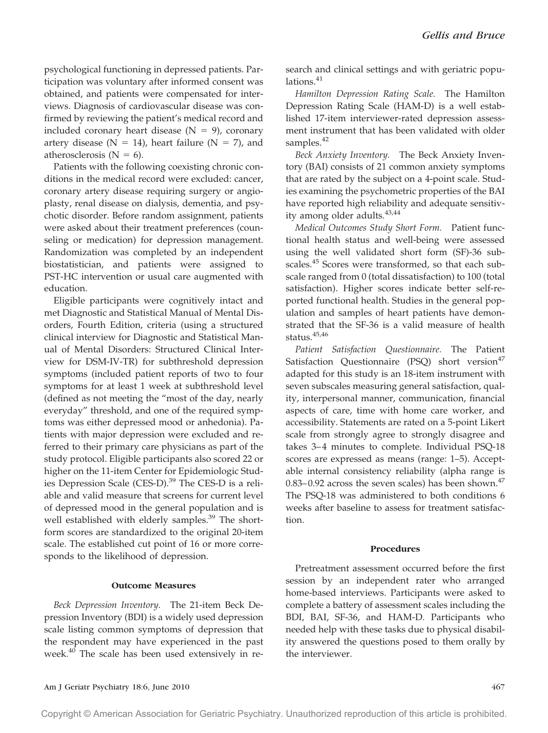psychological functioning in depressed patients. Participation was voluntary after informed consent was obtained, and patients were compensated for interviews. Diagnosis of cardiovascular disease was confirmed by reviewing the patient's medical record and included coronary heart disease (N = 9), coronary artery disease (N = 14), heart failure (N = 7), and atherosclerosis (N = 6).

Patients with the following coexisting chronic conditions in the medical record were excluded: cancer, coronary artery disease requiring surgery or angioplasty, renal disease on dialysis, dementia, and psychotic disorder. Before random assignment, patients were asked about their treatment preferences (counseling or medication) for depression management. Randomization was completed by an independent biostatistician, and patients were assigned to PST-HC intervention or usual care augmented with education.

Eligible participants were cognitively intact and met Diagnostic and Statistical Manual of Mental Disorders, Fourth Edition, criteria (using a structured clinical interview for Diagnostic and Statistical Manual of Mental Disorders: Structured Clinical Interview for DSM-IV-TR) for subthreshold depression symptoms (included patient reports of two to four symptoms for at least 1 week at subthreshold level (defined as not meeting the "most of the day, nearly everyday" threshold, and one of the required symptoms was either depressed mood or anhedonia). Patients with major depression were excluded and referred to their primary care physicians as part of the study protocol. Eligible participants also scored 22 or higher on the 11-item Center for Epidemiologic Studies Depression Scale (CES-D).[39] The CES-D is a reliable and valid measure that screens for current level of depressed mood in the general population and is well established with elderly samples.[39] The short-form scores are standardized to the original 20-item scale. The established cut point of 16 or more corresponds to the likelihood of depression.

#### Outcome Measures

*Beck Depression Inventory.* The 21-item Beck Depression Inventory (BDI) is a widely used depression scale listing common symptoms of depression that the respondent may have experienced in the past week.[40] The scale has been used extensively in research and clinical settings and with geriatric populations.[41]

*Hamilton Depression Rating Scale.* The Hamilton Depression Rating Scale (HAM-D) is a well established 17-item interviewer-rated depression assessment instrument that has been validated with older samples.[42]

*Beck Anxiety Inventory.* The Beck Anxiety Inventory (BAI) consists of 21 common anxiety symptoms that are rated by the subject on a 4-point scale. Studies examining the psychometric properties of the BAI have reported high reliability and adequate sensitivity among older adults.[43,44]

*Medical Outcomes Study Short Form.* Patient functional health status and well-being were assessed using the well validated short form (SF)-36 subscales.[45] Scores were transformed, so that each subscale ranged from 0 (total dissatisfaction) to 100 (total satisfaction). Higher scores indicate better self-reported functional health. Studies in the general population and samples of heart patients have demonstrated that the SF-36 is a valid measure of health status.[45,46]

*Patient Satisfaction Questionnaire.* The Patient Satisfaction Questionnaire (PSQ) short version[47] adapted for this study is an 18-item instrument with seven subscales measuring general satisfaction, quality, interpersonal manner, communication, financial aspects of care, time with home care worker, and accessibility. Statements are rated on a 5-point Likert scale from strongly agree to strongly disagree and takes 3–4 minutes to complete. Individual PSQ-18 scores are expressed as means (range: 1–5). Acceptable internal consistency reliability (alpha range is 0.83–0.92 across the seven scales) has been shown.[47] The PSQ-18 was administered to both conditions 6 weeks after baseline to assess for treatment satisfaction.

#### Procedures

Pretreatment assessment occurred before the first session by an independent rater who arranged home-based interviews. Participants were asked to complete a battery of assessment scales including the BDI, BAI, SF-36, and HAM-D. Participants who needed help with these tasks due to physical disability answered the questions posed to them orally by the interviewer.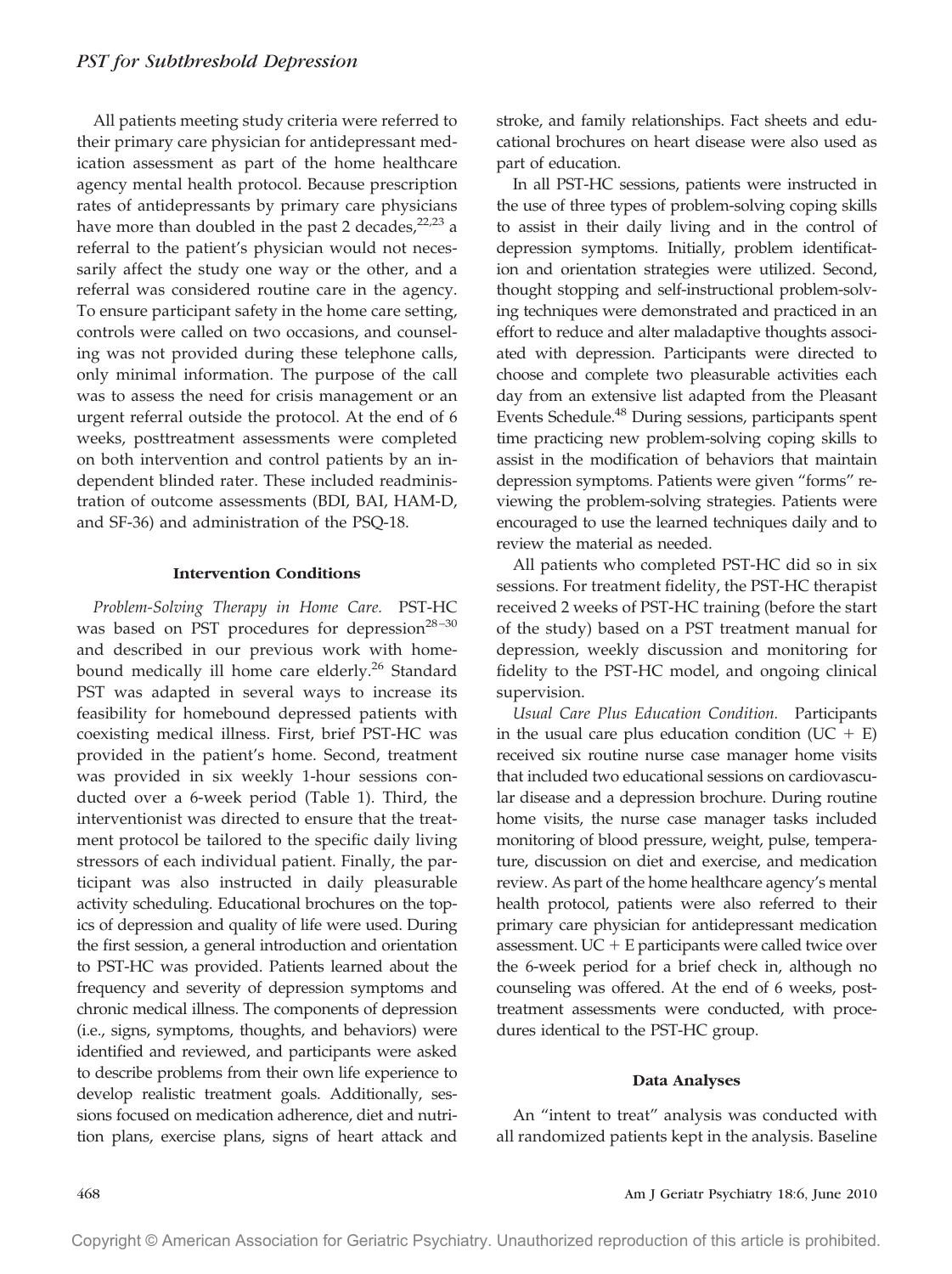All patients meeting study criteria were referred to their primary care physician for antidepressant medication assessment as part of the home healthcare agency mental health protocol. Because prescription rates of antidepressants by primary care physicians have more than doubled in the past 2 decades,[22,23] a referral to the patient's physician would not necessarily affect the study one way or the other, and a referral was considered routine care in the agency. To ensure participant safety in the home care setting, controls were called on two occasions, and counseling was not provided during these telephone calls, only minimal information. The purpose of the call was to assess the need for crisis management or an urgent referral outside the protocol. At the end of 6 weeks, posttreatment assessments were completed on both intervention and control patients by an independent blinded rater. These included readministration of outcome assessments (BDI, BAI, HAM-D, and SF-36) and administration of the PSQ-18.

### Intervention Conditions

*Problem-Solving Therapy in Home Care.* PST-HC was based on PST procedures for depression[28–30] and described in our previous work with homebound medically ill home care elderly.[26] Standard PST was adapted in several ways to increase its feasibility for homebound depressed patients with coexisting medical illness. First, brief PST-HC was provided in the patient's home. Second, treatment was provided in six weekly 1-hour sessions conducted over a 6-week period (Table 1). Third, the interventionist was directed to ensure that the treatment protocol be tailored to the specific daily living stressors of each individual patient. Finally, the participant was also instructed in daily pleasurable activity scheduling. Educational brochures on the topics of depression and quality of life were used. During the first session, a general introduction and orientation to PST-HC was provided. Patients learned about the frequency and severity of depression symptoms and chronic medical illness. The components of depression (i.e., signs, symptoms, thoughts, and behaviors) were identified and reviewed, and participants were asked to describe problems from their own life experience to develop realistic treatment goals. Additionally, sessions focused on medication adherence, diet and nutrition plans, exercise plans, signs of heart attack and stroke, and family relationships. Fact sheets and educational brochures on heart disease were also used as part of education.

In all PST-HC sessions, patients were instructed in the use of three types of problem-solving coping skills to assist in their daily living and in the control of depression symptoms. Initially, problem identification and orientation strategies were utilized. Second, thought stopping and self-instructional problem-solving techniques were demonstrated and practiced in an effort to reduce and alter maladaptive thoughts associated with depression. Participants were directed to choose and complete two pleasurable activities each day from an extensive list adapted from the Pleasant Events Schedule.[48] During sessions, participants spent time practicing new problem-solving coping skills to assist in the modification of behaviors that maintain depression symptoms. Patients were given "forms" reviewing the problem-solving strategies. Patients were encouraged to use the learned techniques daily and to review the material as needed.

All patients who completed PST-HC did so in six sessions. For treatment fidelity, the PST-HC therapist received 2 weeks of PST-HC training (before the start of the study) based on a PST treatment manual for depression, weekly discussion and monitoring for fidelity to the PST-HC model, and ongoing clinical supervision.

*Usual Care Plus Education Condition.* Participants in the usual care plus education condition (UC + E) received six routine nurse case manager home visits that included two educational sessions on cardiovascular disease and a depression brochure. During routine home visits, the nurse case manager tasks included monitoring of blood pressure, weight, pulse, temperature, discussion on diet and exercise, and medication review. As part of the home healthcare agency's mental health protocol, patients were also referred to their primary care physician for antidepressant medication assessment. UC + E participants were called twice over the 6-week period for a brief check in, although no counseling was offered. At the end of 6 weeks, posttreatment assessments were conducted, with procedures identical to the PST-HC group.

### Data Analyses

An "intent to treat" analysis was conducted with all randomized patients kept in the analysis. Baseline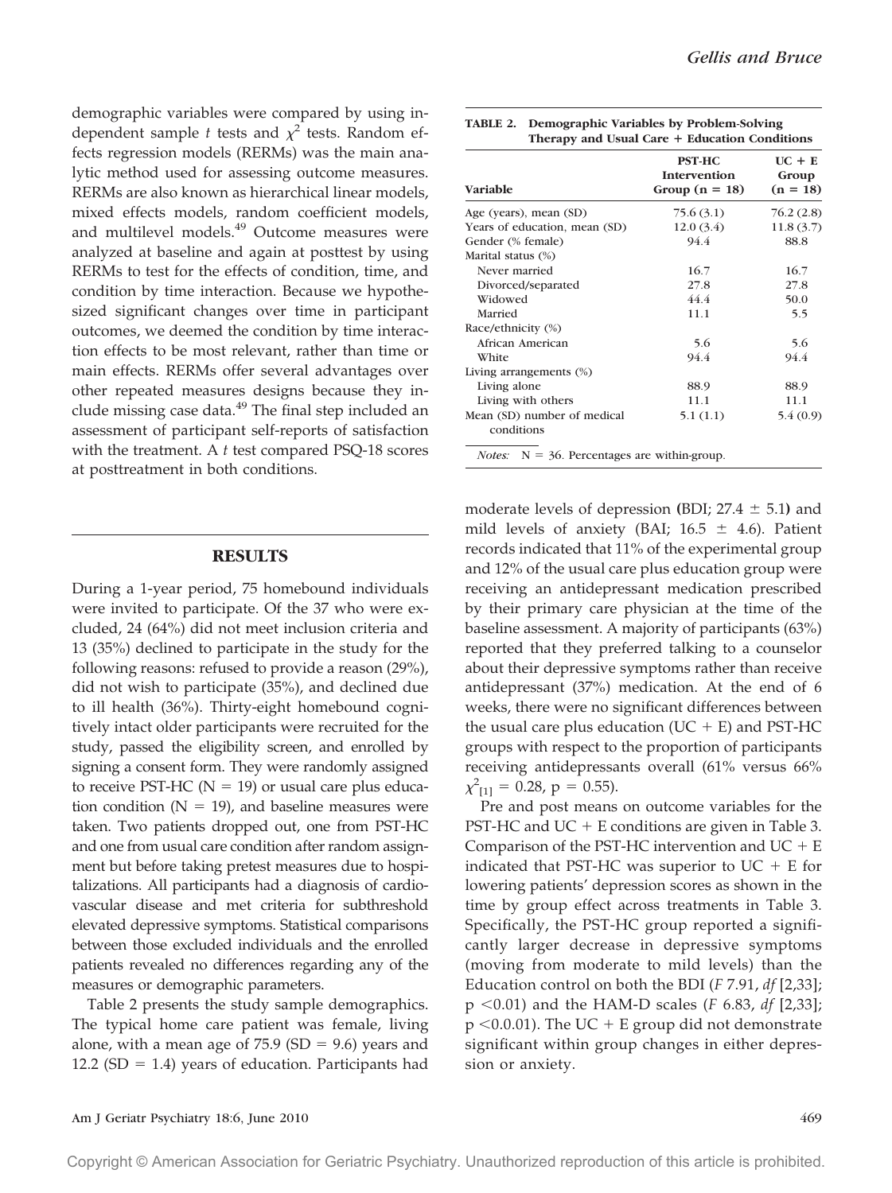demographic variables were compared by using independent sample *t* tests and $\chi^2$ tests. Random effects regression models (RERMs) was the main analytic method used for assessing outcome measures. RERMs are also known as hierarchical linear models, mixed effects models, random coefficient models, and multilevel models.[49] Outcome measures were analyzed at baseline and again at posttest by using RERMs to test for the effects of condition, time, and condition by time interaction. Because we hypothesized significant changes over time in participant outcomes, we deemed the condition by time interaction effects to be most relevant, rather than time or main effects. RERMs offer several advantages over other repeated measures designs because they include missing case data.[49] The final step included an assessment of participant self-reports of satisfaction with the treatment. A *t* test compared PSQ-18 scores at posttreatment in both conditions.

## RESULTS

During a 1-year period, 75 homebound individuals were invited to participate. Of the 37 who were excluded, 24 (64%) did not meet inclusion criteria and 13 (35%) declined to participate in the study for the following reasons: refused to provide a reason (29%), did not wish to participate (35%), and declined due to ill health (36%). Thirty-eight homebound cognitively intact older participants were recruited for the study, passed the eligibility screen, and enrolled by signing a consent form. They were randomly assigned to receive PST-HC (N = 19) or usual care plus education condition (N = 19), and baseline measures were taken. Two patients dropped out, one from PST-HC and one from usual care condition after random assignment but before taking pretest measures due to hospitalizations. All participants had a diagnosis of cardiovascular disease and met criteria for subthreshold elevated depressive symptoms. Statistical comparisons between those excluded individuals and the enrolled patients revealed no differences regarding any of the measures or demographic parameters.

Table 2 presents the study sample demographics. The typical home care patient was female, living alone, with a mean age of 75.9 (SD = 9.6) years and 12.2 (SD = 1.4) years of education. Participants had moderate levels of depression (BDI; 27.4 ± 5.1) and mild levels of anxiety (BAI; 16.5 ± 4.6). Patient records indicated that 11% of the experimental group and 12% of the usual care plus education group were receiving an antidepressant medication prescribed by their primary care physician at the time of the baseline assessment. A majority of participants (63%) reported that they preferred talking to a counselor about their depressive symptoms rather than receive antidepressant (37%) medication. At the end of 6 weeks, there were no significant differences between the usual care plus education (UC + E) and PST-HC groups with respect to the proportion of participants receiving antidepressants overall (61% versus 66% $\chi^2_{[1]} = 0.28$, $p = 0.55$).

**TABLE 2. Demographic Variables by Problem-Solving Therapy and Usual Care + Education Conditions**

| Variable | PST-HC Intervention Group (n = 18) | UC + E Group (n = 18) |
|---|---|---|
| Age (years), mean (SD) | 75.6 (3.1) | 76.2 (2.8) |
| Years of education, mean (SD) | 12.0 (3.4) | 11.8 (3.7) |
| Gender (% female) | 94.4 | 88.8 |
| Marital status (%) | | |
| Never married | 16.7 | 16.7 |
| Divorced/separated | 27.8 | 27.8 |
| Widowed | 44.4 | 50.0 |
| Married | 11.1 | 5.5 |
| Race/ethnicity (%) | | |
| African American | 5.6 | 5.6 |
| White | 94.4 | 94.4 |
| Living arrangements (%) | | |
| Living alone | 88.9 | 88.9 |
| Living with others | 11.1 | 11.1 |
| Mean (SD) number of medical conditions | 5.1 (1.1) | 5.4 (0.9) |

*Notes:* N = 36. Percentages are within-group.

Pre and post means on outcome variables for the PST-HC and UC + E conditions are given in Table 3. Comparison of the PST-HC intervention and UC + E indicated that PST-HC was superior to UC + E for lowering patients' depression scores as shown in the time by group effect across treatments in Table 3. Specifically, the PST-HC group reported a significantly larger decrease in depressive symptoms (moving from moderate to mild levels) than the Education control on both the BDI ($F$ 7.91, $df$ [2,33]; $p < 0.01$) and the HAM-D scales ($F$ 6.83, $df$ [2,33]; $p < 0.0.01$). The UC + E group did not demonstrate significant within group changes in either depression or anxiety.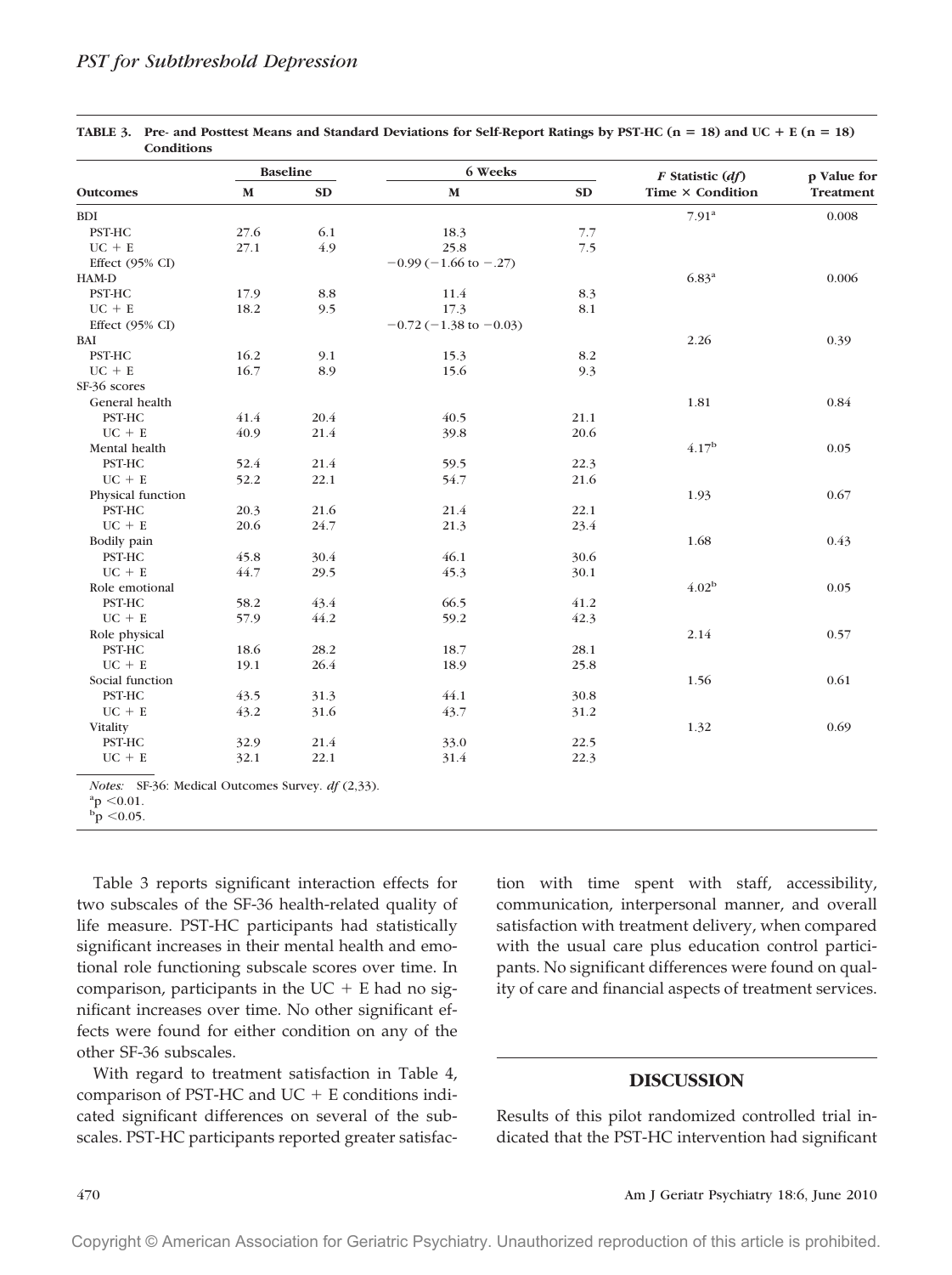**TABLE 3. Pre- and Posttest Means and Standard Deviations for Self-Report Ratings by PST-HC (n = 18) and UC + E (n = 18) Conditions**

| Outcomes | Baseline | | 6 Weeks | | $F$ Statistic ($df$) | p Value for |
|---|---|---|---|---|---|---|
| | M | SD | M | SD | Time × Condition | Treatment |
| BDI | | | | | 7.91[a] | 0.008 |
| PST-HC | 27.6 | 6.1 | 18.3 | 7.7 | | |
| UC + E | 27.1 | 4.9 | 25.8 | 7.5 | | |
| Effect (95% CI) | | | −0.99 (−1.66 to −.27) | | | |
| HAM-D | | | | | 6.83[a] | 0.006 |
| PST-HC | 17.9 | 8.8 | 11.4 | 8.3 | | |
| UC + E | 18.2 | 9.5 | 17.3 | 8.1 | | |
| Effect (95% CI) | | | −0.72 (−1.38 to −0.03) | | | |
| BAI | | | | | 2.26 | 0.39 |
| PST-HC | 16.2 | 9.1 | 15.3 | 8.2 | | |
| UC + E | 16.7 | 8.9 | 15.6 | 9.3 | | |
| SF-36 scores | | | | | | |
| General health | | | | | 1.81 | 0.84 |
| PST-HC | 41.4 | 20.4 | 40.5 | 21.1 | | |
| UC + E | 40.9 | 21.4 | 39.8 | 20.6 | | |
| Mental health | | | | | 4.17[b] | 0.05 |
| PST-HC | 52.4 | 21.4 | 59.5 | 22.3 | | |
| UC + E | 52.2 | 22.1 | 54.7 | 21.6 | | |
| Physical function | | | | | 1.93 | 0.67 |
| PST-HC | 20.3 | 21.6 | 21.4 | 22.1 | | |
| UC + E | 20.6 | 24.7 | 21.3 | 23.4 | | |
| Bodily pain | | | | | 1.68 | 0.43 |
| PST-HC | 45.8 | 30.4 | 46.1 | 30.6 | | |
| UC + E | 44.7 | 29.5 | 45.3 | 30.1 | | |
| Role emotional | | | | | 4.02[b] | 0.05 |
| PST-HC | 58.2 | 43.4 | 66.5 | 41.2 | | |
| UC + E | 57.9 | 44.2 | 59.2 | 42.3 | | |
| Role physical | | | | | 2.14 | 0.57 |
| PST-HC | 18.6 | 28.2 | 18.7 | 28.1 | | |
| UC + E | 19.1 | 26.4 | 18.9 | 25.8 | | |
| Social function | | | | | 1.56 | 0.61 |
| PST-HC | 43.5 | 31.3 | 44.1 | 30.8 | | |
| UC + E | 43.2 | 31.6 | 43.7 | 31.2 | | |
| Vitality | | | | | 1.32 | 0.69 |
| PST-HC | 32.9 | 21.4 | 33.0 | 22.5 | | |
| UC + E | 32.1 | 22.1 | 31.4 | 22.3 | | |

*Notes:* SF-36: Medical Outcomes Survey. $df$ (2,33).
[a] $p < 0.01$.
[b] $p < 0.05$.

Table 3 reports significant interaction effects for two subscales of the SF-36 health-related quality of life measure. PST-HC participants had statistically significant increases in their mental health and emotional role functioning subscale scores over time. In comparison, participants in the UC + E had no significant increases over time. No other significant effects were found for either condition on any of the other SF-36 subscales.

With regard to treatment satisfaction in Table 4, comparison of PST-HC and UC + E conditions indicated significant differences on several of the subscales. PST-HC participants reported greater satisfaction with time spent with staff, accessibility, communication, interpersonal manner, and overall satisfaction with treatment delivery, when compared with the usual care plus education control participants. No significant differences were found on quality of care and financial aspects of treatment services.

## DISCUSSION

Results of this pilot randomized controlled trial indicated that the PST-HC intervention had significant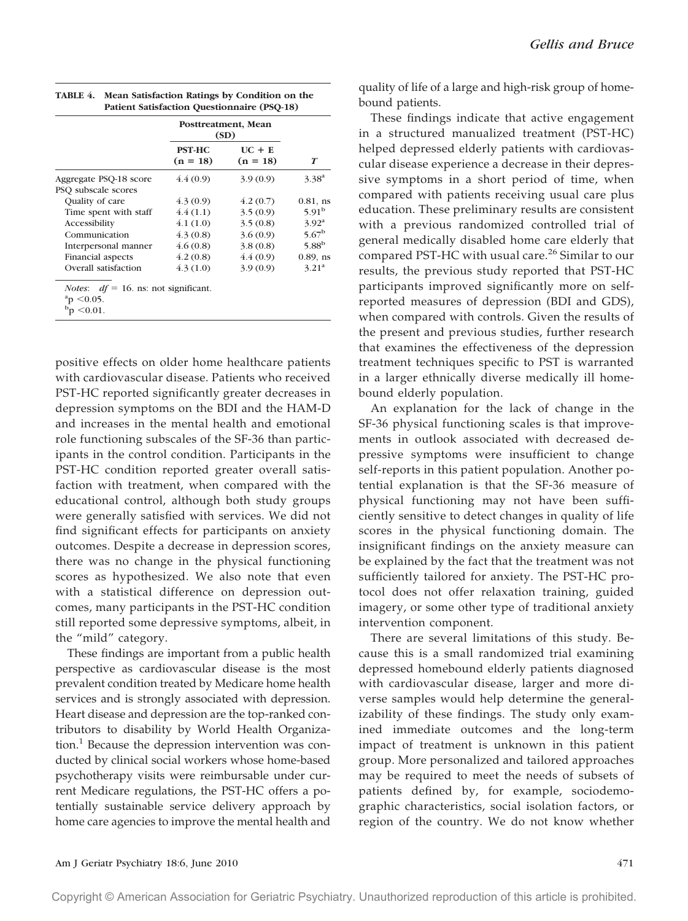**TABLE 4. Mean Satisfaction Ratings by Condition on the Patient Satisfaction Questionnaire (PSQ-18)**

| | Posttreatment, Mean (SD) | | |
|---|---|---|---|
| | PST-HC (n = 18) | UC + E (n = 18) | *T* |
| Aggregate PSQ-18 score | 4.4 (0.9) | 3.9 (0.9) | 3.38[a] |
| PSQ subscale scores | | | |
| Quality of care | 4.3 (0.9) | 4.2 (0.7) | 0.81, ns |
| Time spent with staff | 4.4 (1.1) | 3.5 (0.9) | 5.91[b] |
| Accessibility | 4.1 (1.0) | 3.5 (0.8) | 3.92[a] |
| Communication | 4.3 (0.8) | 3.6 (0.9) | 5.67[b] |
| Interpersonal manner | 4.6 (0.8) | 3.8 (0.8) | 5.88[b] |
| Financial aspects | 4.2 (0.8) | 4.4 (0.9) | 0.89, ns |
| Overall satisfaction | 4.3 (1.0) | 3.9 (0.9) | 3.21[a] |

*Notes*: $df = 16$. ns: not significant.
[a] $p < 0.05$.
[b] $p < 0.01$.

positive effects on older home healthcare patients with cardiovascular disease. Patients who received PST-HC reported significantly greater decreases in depression symptoms on the BDI and the HAM-D and increases in the mental health and emotional role functioning subscales of the SF-36 than participants in the control condition. Participants in the PST-HC condition reported greater overall satisfaction with treatment, when compared with the educational control, although both study groups were generally satisfied with services. We did not find significant effects for participants on anxiety outcomes. Despite a decrease in depression scores, there was no change in the physical functioning scores as hypothesized. We also note that even with a statistical difference on depression outcomes, many participants in the PST-HC condition still reported some depressive symptoms, albeit, in the "mild" category.

These findings are important from a public health perspective as cardiovascular disease is the most prevalent condition treated by Medicare home health services and is strongly associated with depression. Heart disease and depression are the top-ranked contributors to disability by World Health Organization.[1] Because the depression intervention was conducted by clinical social workers whose home-based psychotherapy visits were reimbursable under current Medicare regulations, the PST-HC offers a potentially sustainable service delivery approach by home care agencies to improve the mental health and quality of life of a large and high-risk group of homebound patients.

These findings indicate that active engagement in a structured manualized treatment (PST-HC) helped depressed elderly patients with cardiovascular disease experience a decrease in their depressive symptoms in a short period of time, when compared with patients receiving usual care plus education. These preliminary results are consistent with a previous randomized controlled trial of general medically disabled home care elderly that compared PST-HC with usual care.[26] Similar to our results, the previous study reported that PST-HC participants improved significantly more on self-reported measures of depression (BDI and GDS), when compared with controls. Given the results of the present and previous studies, further research that examines the effectiveness of the depression treatment techniques specific to PST is warranted in a larger ethnically diverse medically ill homebound elderly population.

An explanation for the lack of change in the SF-36 physical functioning scales is that improvements in outlook associated with decreased depressive symptoms were insufficient to change self-reports in this patient population. Another potential explanation is that the SF-36 measure of physical functioning may not have been sufficiently sensitive to detect changes in quality of life scores in the physical functioning domain. The insignificant findings on the anxiety measure can be explained by the fact that the treatment was not sufficiently tailored for anxiety. The PST-HC protocol does not offer relaxation training, guided imagery, or some other type of traditional anxiety intervention component.

There are several limitations of this study. Because this is a small randomized trial examining depressed homebound elderly patients diagnosed with cardiovascular disease, larger and more diverse samples would help determine the generalizability of these findings. The study only examined immediate outcomes and the long-term impact of treatment is unknown in this patient group. More personalized and tailored approaches may be required to meet the needs of subsets of patients defined by, for example, sociodemographic characteristics, social isolation factors, or region of the country. We do not know whether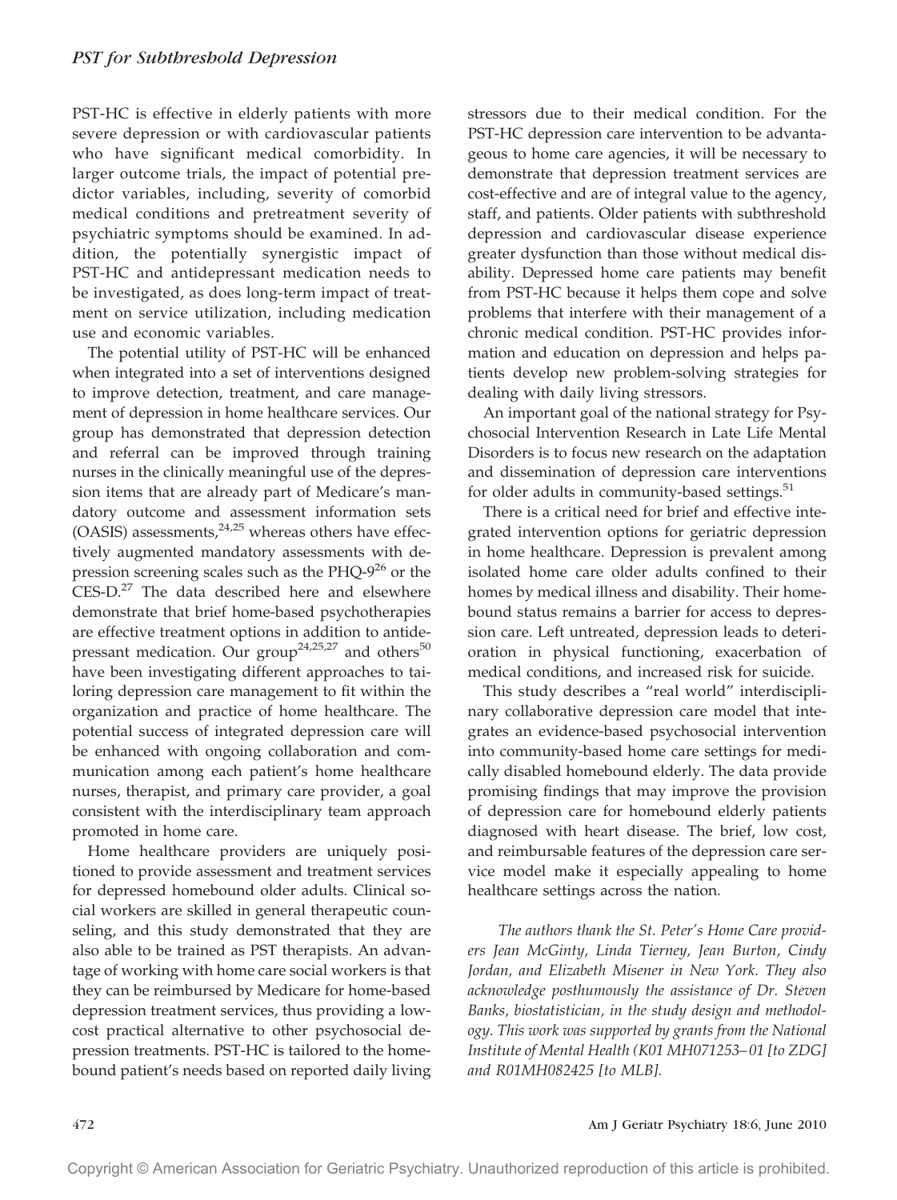PST-HC is effective in elderly patients with more severe depression or with cardiovascular patients who have significant medical comorbidity. In larger outcome trials, the impact of potential predictor variables, including, severity of comorbid medical conditions and pretreatment severity of psychiatric symptoms should be examined. In addition, the potentially synergistic impact of PST-HC and antidepressant medication needs to be investigated, as does long-term impact of treatment on service utilization, including medication use and economic variables.

The potential utility of PST-HC will be enhanced when integrated into a set of interventions designed to improve detection, treatment, and care management of depression in home healthcare services. Our group has demonstrated that depression detection and referral can be improved through training nurses in the clinically meaningful use of the depression items that are already part of Medicare's mandatory outcome and assessment information sets (OASIS) assessments,[24,25] whereas others have effectively augmented mandatory assessments with depression screening scales such as the PHQ-9[26] or the CES-D.[27] The data described here and elsewhere demonstrate that brief home-based psychotherapies are effective treatment options in addition to antidepressant medication. Our group[24,25,27] and others[50] have been investigating different approaches to tailoring depression care management to fit within the organization and practice of home healthcare. The potential success of integrated depression care will be enhanced with ongoing collaboration and communication among each patient's home healthcare nurses, therapist, and primary care provider, a goal consistent with the interdisciplinary team approach promoted in home care.

Home healthcare providers are uniquely positioned to provide assessment and treatment services for depressed homebound older adults. Clinical social workers are skilled in general therapeutic counseling, and this study demonstrated that they are also able to be trained as PST therapists. An advantage of working with home care social workers is that they can be reimbursed by Medicare for home-based depression treatment services, thus providing a low-cost practical alternative to other psychosocial depression treatments. PST-HC is tailored to the homebound patient's needs based on reported daily living stressors due to their medical condition. For the PST-HC depression care intervention to be advantageous to home care agencies, it will be necessary to demonstrate that depression treatment services are cost-effective and are of integral value to the agency, staff, and patients. Older patients with subthreshold depression and cardiovascular disease experience greater dysfunction than those without medical disability. Depressed home care patients may benefit from PST-HC because it helps them cope and solve problems that interfere with their management of a chronic medical condition. PST-HC provides information and education on depression and helps patients develop new problem-solving strategies for dealing with daily living stressors.

An important goal of the national strategy for Psychosocial Intervention Research in Late Life Mental Disorders is to focus new research on the adaptation and dissemination of depression care interventions for older adults in community-based settings.[51]

There is a critical need for brief and effective integrated intervention options for geriatric depression in home healthcare. Depression is prevalent among isolated home care older adults confined to their homes by medical illness and disability. Their homebound status remains a barrier for access to depression care. Left untreated, depression leads to deterioration in physical functioning, exacerbation of medical conditions, and increased risk for suicide.

This study describes a "real world" interdisciplinary collaborative depression care model that integrates an evidence-based psychosocial intervention into community-based home care settings for medically disabled homebound elderly. The data provide promising findings that may improve the provision of depression care for homebound elderly patients diagnosed with heart disease. The brief, low cost, and reimbursable features of the depression care service model make it especially appealing to home healthcare settings across the nation.

*The authors thank the St. Peter's Home Care providers Jean McGinty, Linda Tierney, Jean Burton, Cindy Jordan, and Elizabeth Misener in New York. They also acknowledge posthumously the assistance of Dr. Steven Banks, biostatistician, in the study design and methodology. This work was supported by grants from the National Institute of Mental Health (K01 MH071253–01 [to ZDG] and R01MH082425 [to MLB].*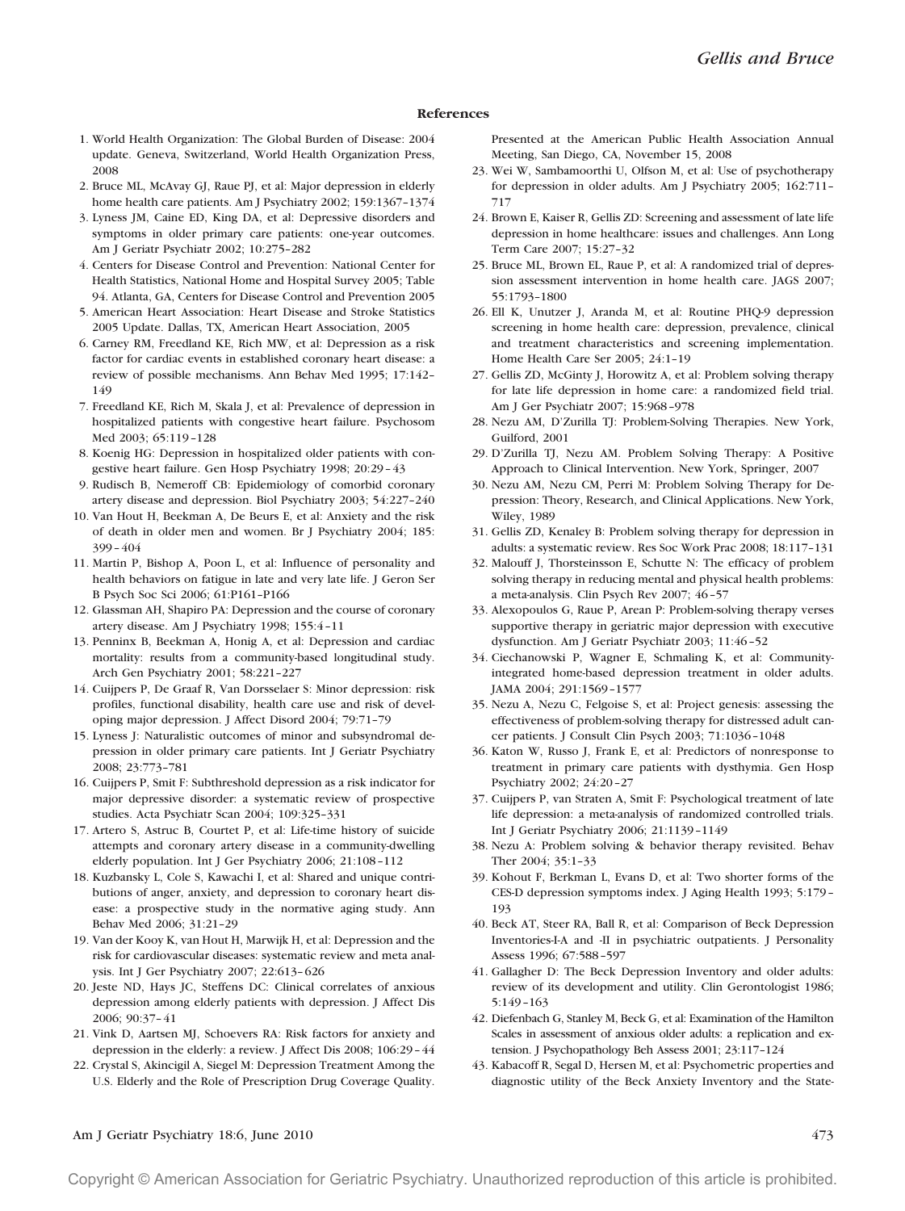## References

1. World Health Organization: The Global Burden of Disease: 2004 update. Geneva, Switzerland, World Health Organization Press, 2008
2. Bruce ML, McAvay GJ, Raue PJ, et al: Major depression in elderly home health care patients. Am J Psychiatry 2002; 159:1367–1374
3. Lyness JM, Caine ED, King DA, et al: Depressive disorders and symptoms in older primary care patients: one-year outcomes. Am J Geriatr Psychiatr 2002; 10:275–282
4. Centers for Disease Control and Prevention: National Center for Health Statistics, National Home and Hospital Survey 2005; Table 94. Atlanta, GA, Centers for Disease Control and Prevention 2005
5. American Heart Association: Heart Disease and Stroke Statistics 2005 Update. Dallas, TX, American Heart Association, 2005
6. Carney RM, Freedland KE, Rich MW, et al: Depression as a risk factor for cardiac events in established coronary heart disease: a review of possible mechanisms. Ann Behav Med 1995; 17:142–149
7. Freedland KE, Rich M, Skala J, et al: Prevalence of depression in hospitalized patients with congestive heart failure. Psychosom Med 2003; 65:119–128
8. Koenig HG: Depression in hospitalized older patients with congestive heart failure. Gen Hosp Psychiatry 1998; 20:29–43
9. Rudisch B, Nemeroff CB: Epidemiology of comorbid coronary artery disease and depression. Biol Psychiatry 2003; 54:227–240
10. Van Hout H, Beekman A, De Beurs E, et al: Anxiety and the risk of death in older men and women. Br J Psychiatry 2004; 185: 399–404
11. Martin P, Bishop A, Poon L, et al: Influence of personality and health behaviors on fatigue in late and very late life. J Geron Ser B Psych Soc Sci 2006; 61:P161–P166
12. Glassman AH, Shapiro PA: Depression and the course of coronary artery disease. Am J Psychiatry 1998; 155:4–11
13. Penninx B, Beekman A, Honig A, et al: Depression and cardiac mortality: results from a community-based longitudinal study. Arch Gen Psychiatry 2001; 58:221–227
14. Cuijpers P, De Graaf R, Van Dorsselaer S: Minor depression: risk profiles, functional disability, health care use and risk of developing major depression. J Affect Disord 2004; 79:71–79
15. Lyness J: Naturalistic outcomes of minor and subsyndromal depression in older primary care patients. Int J Geriatr Psychiatry 2008; 23:773–781
16. Cuijpers P, Smit F: Subthreshold depression as a risk indicator for major depressive disorder: a systematic review of prospective studies. Acta Psychiatr Scan 2004; 109:325–331
17. Artero S, Astruc B, Courtet P, et al: Life-time history of suicide attempts and coronary artery disease in a community-dwelling elderly population. Int J Ger Psychiatry 2006; 21:108–112
18. Kuzbansky L, Cole S, Kawachi I, et al: Shared and unique contributions of anger, anxiety, and depression to coronary heart disease: a prospective study in the normative aging study. Ann Behav Med 2006; 31:21–29
19. Van der Kooy K, van Hout H, Marwijk H, et al: Depression and the risk for cardiovascular diseases: systematic review and meta analysis. Int J Ger Psychiatry 2007; 22:613–626
20. Jeste ND, Hays JC, Steffens DC: Clinical correlates of anxious depression among elderly patients with depression. J Affect Dis 2006; 90:37–41
21. Vink D, Aartsen MJ, Schoevers RA: Risk factors for anxiety and depression in the elderly: a review. J Affect Dis 2008; 106:29–44
22. Crystal S, Akincigil A, Siegel M: Depression Treatment Among the U.S. Elderly and the Role of Prescription Drug Coverage Quality. Presented at the American Public Health Association Annual Meeting, San Diego, CA, November 15, 2008
23. Wei W, Sambamoorthi U, Olfson M, et al: Use of psychotherapy for depression in older adults. Am J Psychiatry 2005; 162:711–717
24. Brown E, Kaiser R, Gellis ZD: Screening and assessment of late life depression in home healthcare: issues and challenges. Ann Long Term Care 2007; 15:27–32
25. Bruce ML, Brown EL, Raue P, et al: A randomized trial of depression assessment intervention in home health care. JAGS 2007; 55:1793–1800
26. Ell K, Unutzer J, Aranda M, et al: Routine PHQ-9 depression screening in home health care: depression, prevalence, clinical and treatment characteristics and screening implementation. Home Health Care Ser 2005; 24:1–19
27. Gellis ZD, McGinty J, Horowitz A, et al: Problem solving therapy for late life depression in home care: a randomized field trial. Am J Ger Psychiatr 2007; 15:968–978
28. Nezu AM, D'Zurilla TJ: Problem-Solving Therapies. New York, Guilford, 2001
29. D'Zurilla TJ, Nezu AM. Problem Solving Therapy: A Positive Approach to Clinical Intervention. New York, Springer, 2007
30. Nezu AM, Nezu CM, Perri M: Problem Solving Therapy for Depression: Theory, Research, and Clinical Applications. New York, Wiley, 1989
31. Gellis ZD, Kenaley B: Problem solving therapy for depression in adults: a systematic review. Res Soc Work Prac 2008; 18:117–131
32. Malouff J, Thorsteinsson E, Schutte N: The efficacy of problem solving therapy in reducing mental and physical health problems: a meta-analysis. Clin Psych Rev 2007; 46–57
33. Alexopoulos G, Raue P, Arean P: Problem-solving therapy verses supportive therapy in geriatric major depression with executive dysfunction. Am J Geriatr Psychiatr 2003; 11:46–52
34. Ciechanowski P, Wagner E, Schmaling K, et al: Community-integrated home-based depression treatment in older adults. JAMA 2004; 291:1569–1577
35. Nezu A, Nezu C, Felgoise S, et al: Project genesis: assessing the effectiveness of problem-solving therapy for distressed adult cancer patients. J Consult Clin Psych 2003; 71:1036–1048
36. Katon W, Russo J, Frank E, et al: Predictors of nonresponse to treatment in primary care patients with dysthymia. Gen Hosp Psychiatry 2002; 24:20–27
37. Cuijpers P, van Straten A, Smit F: Psychological treatment of late life depression: a meta-analysis of randomized controlled trials. Int J Geriatr Psychiatry 2006; 21:1139–1149
38. Nezu A: Problem solving & behavior therapy revisited. Behav Ther 2004; 35:1–33
39. Kohout F, Berkman L, Evans D, et al: Two shorter forms of the CES-D depression symptoms index. J Aging Health 1993; 5:179–193
40. Beck AT, Steer RA, Ball R, et al: Comparison of Beck Depression Inventories-I-A and -II in psychiatric outpatients. J Personality Assess 1996; 67:588–597
41. Gallagher D: The Beck Depression Inventory and older adults: review of its development and utility. Clin Gerontologist 1986; 5:149–163
42. Diefenbach G, Stanley M, Beck G, et al: Examination of the Hamilton Scales in assessment of anxious older adults: a replication and extension. J Psychopathology Beh Assess 2001; 23:117–124
43. Kabacoff R, Segal D, Hersen M, et al: Psychometric properties and diagnostic utility of the Beck Anxiety Inventory and the State-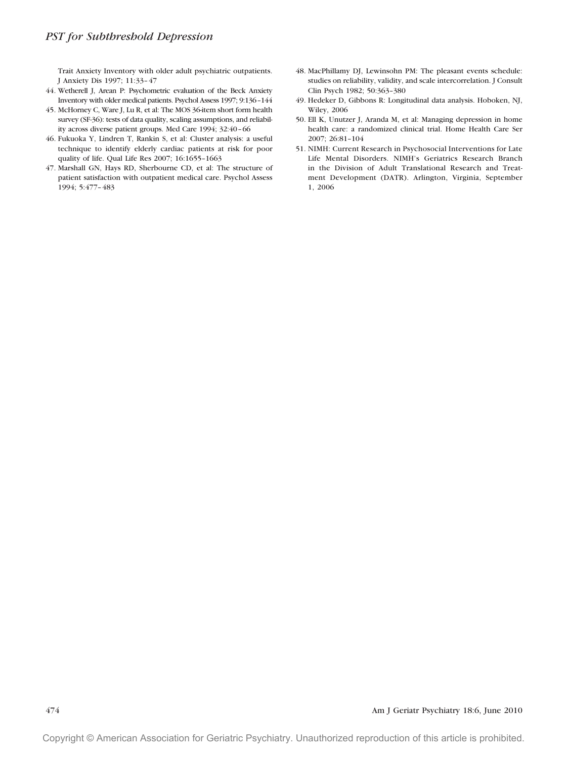Trait Anxiety Inventory with older adult psychiatric outpatients. J Anxiety Dis 1997; 11:33–47

44. Wetherell J, Arean P: Psychometric evaluation of the Beck Anxiety Inventory with older medical patients. Psychol Assess 1997; 9:136–144
45. McHorney C, Ware J, Lu R, et al: The MOS 36-item short form health survey (SF-36): tests of data quality, scaling assumptions, and reliability across diverse patient groups. Med Care 1994; 32:40–66
46. Fukuoka Y, Lindren T, Rankin S, et al: Cluster analysis: a useful technique to identify elderly cardiac patients at risk for poor quality of life. Qual Life Res 2007; 16:1655–1663
47. Marshall GN, Hays RD, Sherbourne CD, et al: The structure of patient satisfaction with outpatient medical care. Psychol Assess 1994; 5:477–483
48. MacPhillamy DJ, Lewinsohn PM: The pleasant events schedule: studies on reliability, validity, and scale intercorrelation. J Consult Clin Psych 1982; 50:363–380
49. Hedeker D, Gibbons R: Longitudinal data analysis. Hoboken, NJ, Wiley, 2006
50. Ell K, Unutzer J, Aranda M, et al: Managing depression in home health care: a randomized clinical trial. Home Health Care Ser 2007; 26:81–104
51. NIMH: Current Research in Psychosocial Interventions for Late Life Mental Disorders. NIMH's Geriatrics Research Branch in the Division of Adult Translational Research and Treatment Development (DATR). Arlington, Virginia, September 1, 2006

Copyright © American Association for Geriatric Psychiatry. Unauthorized reproduction of this article is prohibited.